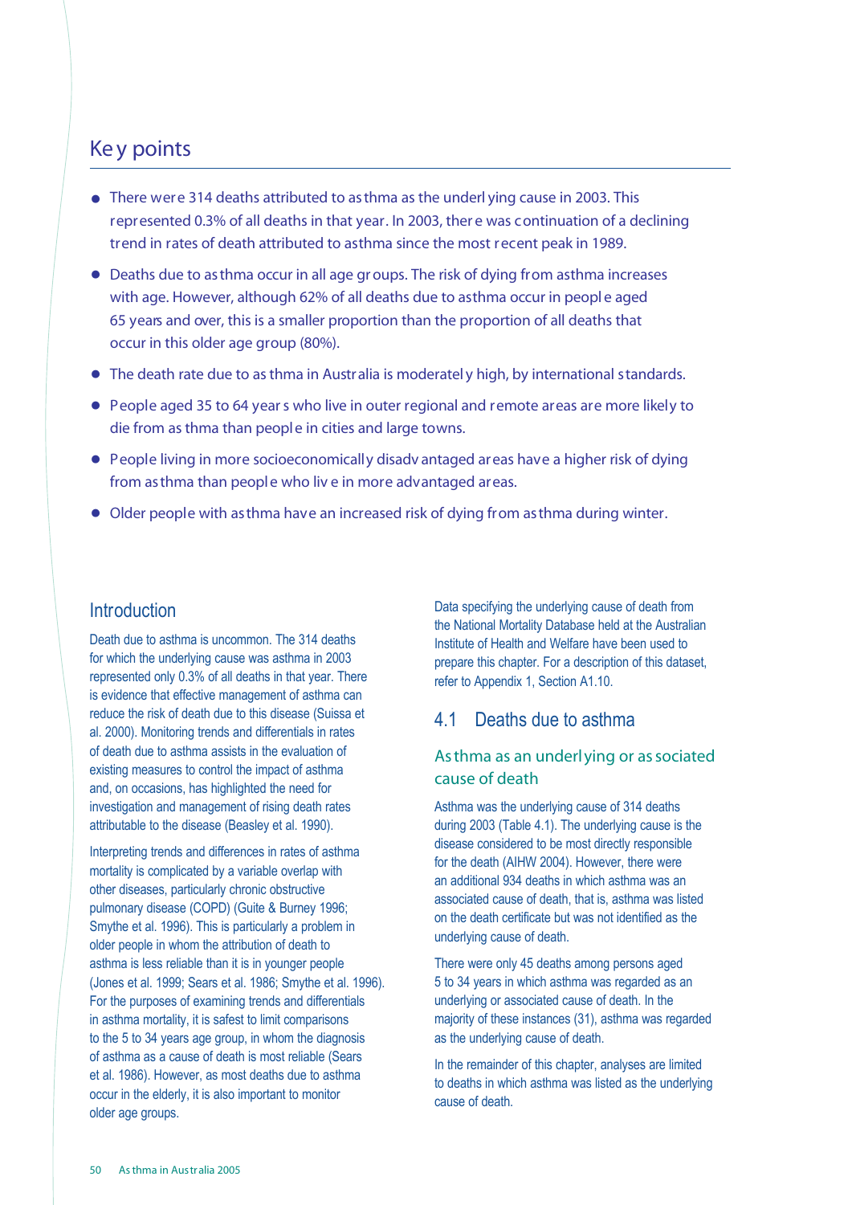## Key points

- There were 314 deaths attributed to asthma as the underlying cause in 2003. This represented 0.3% of all deaths in that year. In 2003, there was continuation of a declining trend in rates of death attributed to asthma since the most recent peak in 1989.
- Deaths due to asthma occur in all age groups. The risk of dying from asthma increases with age. However, although 62% of all deaths due to asthma occur in people aged 65 years and over, this is a smaller proportion than the proportion of all deaths that occur in this older age group (80%).
- The death rate due to asthma in Australia is moderately high, by international standards.
- People aged 35 to 64 years who live in outer regional and remote areas are more likely to die from asthma than people in cities and large towns.
- People living in more socioeconomically disadvantaged areas have a higher risk of dying from asthma than people who live in more advantaged areas.
- Older people with asthma have an increased risk of dying from asthma during winter.

## Introduction

Death due to asthma is uncommon. The 314 deaths for which the underlying cause was asthma in 2003 represented only 0.3% of all deaths in that year. There is evidence that effective management of asthma can reduce the risk of death due to this disease (Suissa et al. 2000). Monitoring trends and differentials in rates of death due to asthma assists in the evaluation of existing measures to control the impact of asthma and, on occasions, has highlighted the need for investigation and management of rising death rates attributable to the disease (Beasley et al. 1990).

Interpreting trends and differences in rates of asthma mortality is complicated by a variable overlap with other diseases, particularly chronic obstructive pulmonary disease (COPD) (Guite & Burney 1996; Smythe et al. 1996). This is particularly a problem in older people in whom the attribution of death to asthma is less reliable than it is in younger people (Jones et al. 1999; Sears et al. 1986; Smythe et al. 1996). For the purposes of examining trends and differentials in asthma mortality, it is safest to limit comparisons to the 5 to 34 years age group, in whom the diagnosis of asthma as a cause of death is most reliable (Sears et al. 1986). However, as most deaths due to asthma occur in the elderly, it is also important to monitor older age groups.

Data specifying the underlying cause of death from the National Mortality Database held at the Australian Institute of Health and Welfare have been used to prepare this chapter. For a description of this dataset, refer to Appendix 1, Section A1.10.

## 4.1 Deaths due to asthma

### Asthma as an underlying or associated cause of death

Asthma was the underlying cause of 314 deaths during 2003 (Table 4.1). The underlying cause is the disease considered to be most directly responsible for the death (AIHW 2004). However, there were an additional 934 deaths in which asthma was an associated cause of death, that is, asthma was listed on the death certificate but was not identified as the underlying cause of death.

There were only 45 deaths among persons aged 5 to 34 years in which asthma was regarded as an underlying or associated cause of death. In the majority of these instances (31), asthma was regarded as the underlying cause of death.

In the remainder of this chapter, analyses are limited to deaths in which asthma was listed as the underlying cause of death.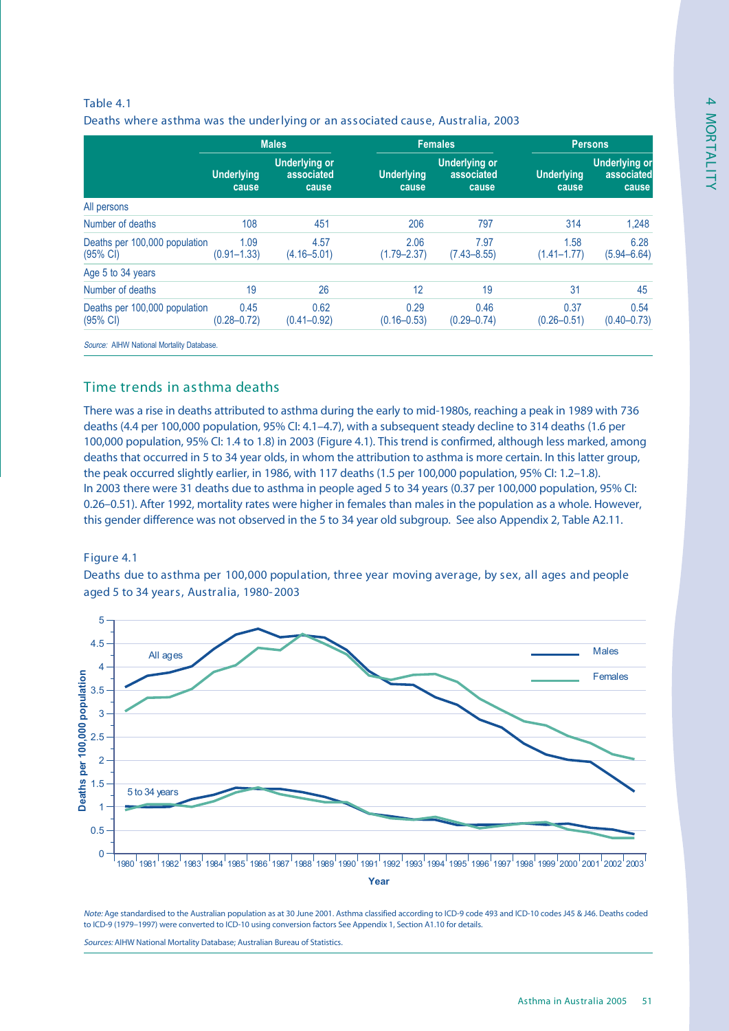Table 4.1

Deaths where asthma was the underlying or an associated cause, Australia, 2003

| | Males | | Females | | Persons | |
|---|---|---|---|---|---|---|
| | Underlying cause | Underlying or associated cause | Underlying cause | Underlying or associated cause | Underlying cause | Underlying or associated cause |
| All persons | | | | | | |
| Number of deaths | 108 | 451 | 206 | 797 | 314 | 1,248 |
| Deaths per 100,000 population (95% CI) | 1.09 (0.91–1.33) | 4.57 (4.16–5.01) | 2.06 (1.79–2.37) | 7.97 (7.43–8.55) | 1.58 (1.41–1.77) | 6.28 (5.94–6.64) |
| Age 5 to 34 years | | | | | | |
| Number of deaths | 19 | 26 | 12 | 19 | 31 | 45 |
| Deaths per 100,000 population (95% CI) | 0.45 (0.28–0.72) | 0.62 (0.41–0.92) | 0.29 (0.16–0.53) | 0.46 (0.29–0.74) | 0.37 (0.26–0.51) | 0.54 (0.40–0.73) |

*Source:* AIHW National Mortality Database.

## Time trends in asthma deaths

There was a rise in deaths attributed to asthma during the early to mid-1980s, reaching a peak in 1989 with 736 deaths (4.4 per 100,000 population, 95% CI: 4.1–4.7), with a subsequent steady decline to 314 deaths (1.6 per 100,000 population, 95% CI: 1.4 to 1.8) in 2003 (Figure 4.1). This trend is confirmed, although less marked, among deaths that occurred in 5 to 34 year olds, in whom the attribution to asthma is more certain. In this latter group, the peak occurred slightly earlier, in 1986, with 117 deaths (1.5 per 100,000 population, 95% CI: 1.2–1.8). In 2003 there were 31 deaths due to asthma in people aged 5 to 34 years (0.37 per 100,000 population, 95% CI: 0.26–0.51). After 1992, mortality rates were higher in females than males in the population as a whole. However, this gender difference was not observed in the 5 to 34 year old subgroup. See also Appendix 2, Table A2.11.

Figure 4.1

Deaths due to asthma per 100,000 population, three year moving average, by sex, all ages and people aged 5 to 34 years, Australia, 1980-2003

*Note:* Age standardised to the Australian population as at 30 June 2001. Asthma classified according to ICD-9 code 493 and ICD-10 codes J45 & J46. Deaths coded to ICD-9 (1979–1997) were converted to ICD-10 using conversion factors See Appendix 1, Section A1.10 for details.

*Sources:* AIHW National Mortality Database; Australian Bureau of Statistics.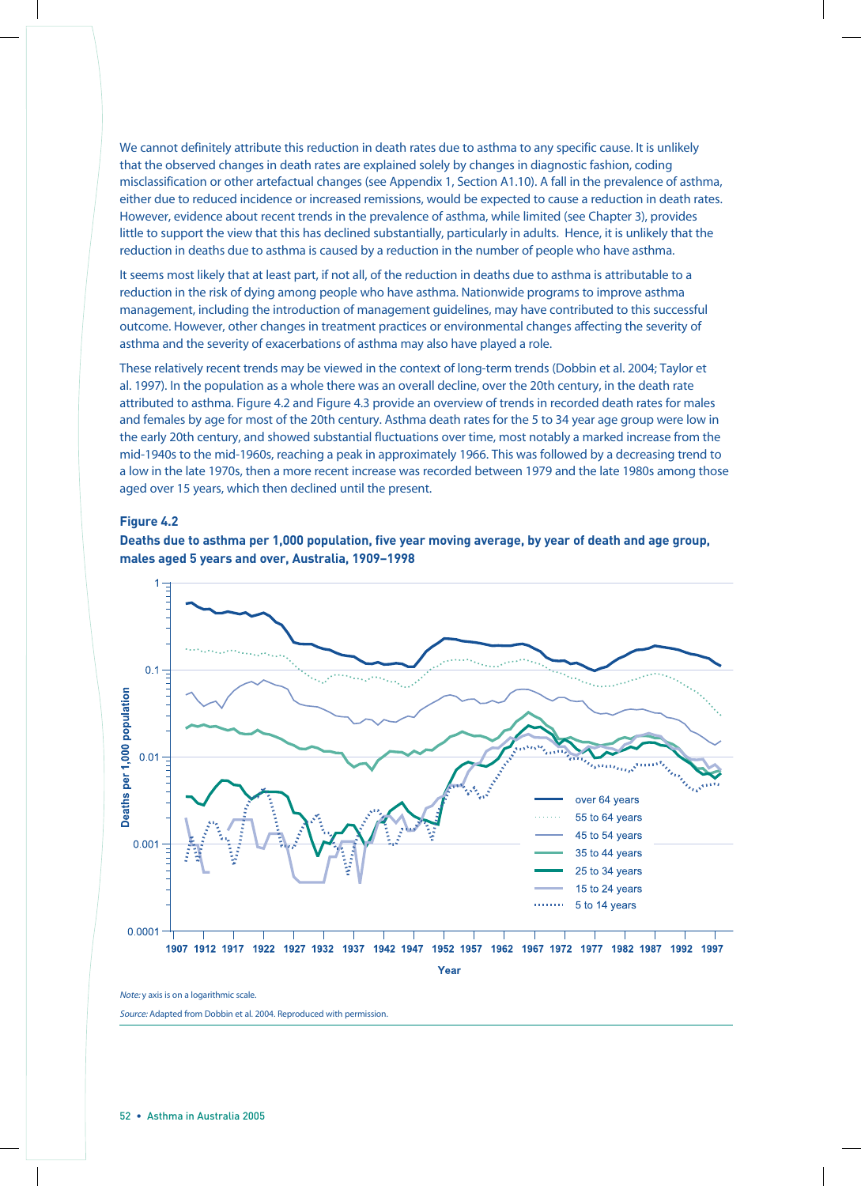We cannot definitely attribute this reduction in death rates due to asthma to any specific cause. It is unlikely that the observed changes in death rates are explained solely by changes in diagnostic fashion, coding misclassification or other artefactual changes (see Appendix 1, Section A1.10). A fall in the prevalence of asthma, either due to reduced incidence or increased remissions, would be expected to cause a reduction in death rates. However, evidence about recent trends in the prevalence of asthma, while limited (see Chapter 3), provides little to support the view that this has declined substantially, particularly in adults. Hence, it is unlikely that the reduction in deaths due to asthma is caused by a reduction in the number of people who have asthma.

It seems most likely that at least part, if not all, of the reduction in deaths due to asthma is attributable to a reduction in the risk of dying among people who have asthma. Nationwide programs to improve asthma management, including the introduction of management guidelines, may have contributed to this successful outcome. However, other changes in treatment practices or environmental changes affecting the severity of asthma and the severity of exacerbations of asthma may also have played a role.

These relatively recent trends may be viewed in the context of long-term trends (Dobbin et al. 2004; Taylor et al. 1997). In the population as a whole there was an overall decline, over the 20th century, in the death rate attributed to asthma. Figure 4.2 and Figure 4.3 provide an overview of trends in recorded death rates for males and females by age for most of the 20th century. Asthma death rates for the 5 to 34 year age group were low in the early 20th century, and showed substantial fluctuations over time, most notably a marked increase from the mid-1940s to the mid-1960s, reaching a peak in approximately 1966. This was followed by a decreasing trend to a low in the late 1970s, then a more recent increase was recorded between 1979 and the late 1980s among those aged over 15 years, which then declined until the present.

**Figure 4.2**

**Deaths due to asthma per 1,000 population, five year moving average, by year of death and age group, males aged 5 years and over, Australia, 1909–1998**

*Note:* y axis is on a logarithmic scale.

*Source:* Adapted from Dobbin et al. 2004. Reproduced with permission.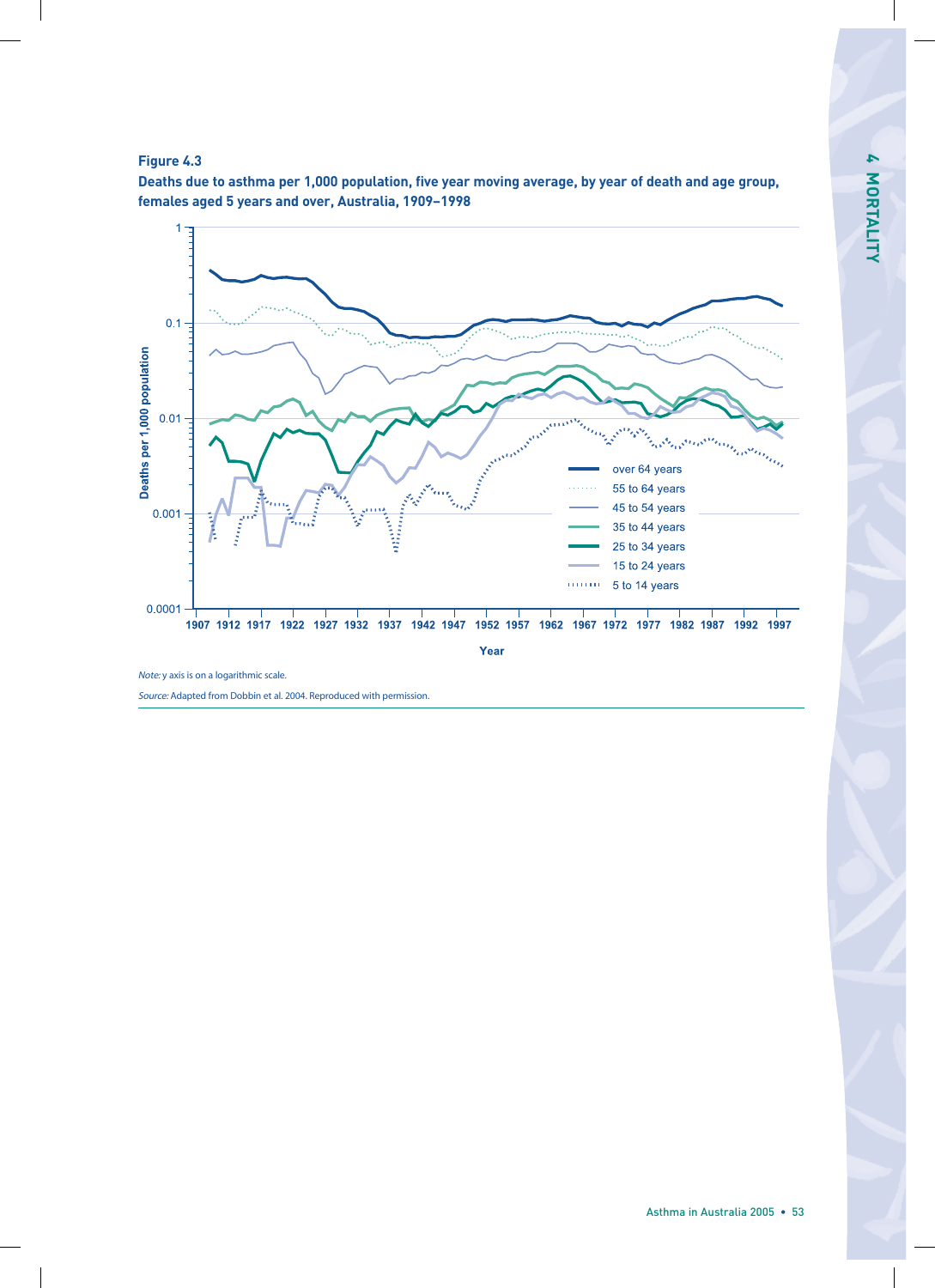**Figure 4.3**

**Deaths due to asthma per 1,000 population, five year moving average, by year of death and age group, females aged 5 years and over, Australia, 1909–1998**

*Note:* y axis is on a logarithmic scale.

*Source:* Adapted from Dobbin et al. 2004. Reproduced with permission.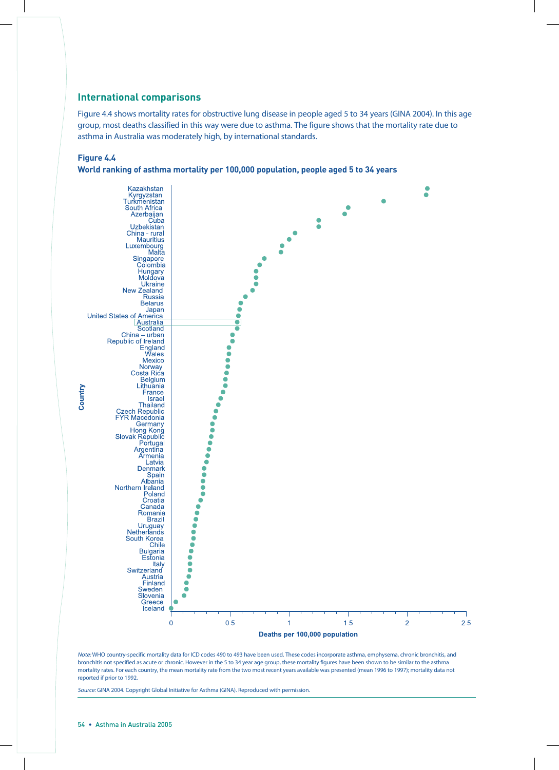## International comparisons

Figure 4.4 shows mortality rates for obstructive lung disease in people aged 5 to 34 years (GINA 2004). In this age group, most deaths classified in this way were due to asthma. The figure shows that the mortality rate due to asthma in Australia was moderately high, by international standards.

**Figure 4.4**

**World ranking of asthma mortality per 100,000 population, people aged 5 to 34 years**

*Note:* WHO country-specific mortality data for ICD codes 490 to 493 have been used. These codes incorporate asthma, emphysema, chronic bronchitis, and bronchitis not specified as acute or chronic. However in the 5 to 34 year age group, these mortality figures have been shown to be similar to the asthma mortality rates. For each country, the mean mortality rate from the two most recent years available was presented (mean 1996 to 1997); mortality data not reported if prior to 1992.

*Source:* GINA 2004. Copyright Global Initiative for Asthma (GINA). Reproduced with permission.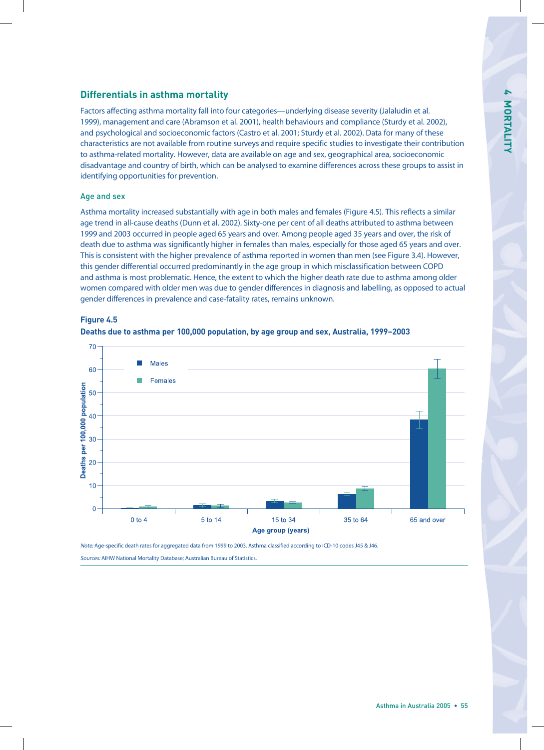## Differentials in asthma mortality

Factors affecting asthma mortality fall into four categories—underlying disease severity (Jalaludin et al. 1999), management and care (Abramson et al. 2001), health behaviours and compliance (Sturdy et al. 2002), and psychological and socioeconomic factors (Castro et al. 2001; Sturdy et al. 2002). Data for many of these characteristics are not available from routine surveys and require specific studies to investigate their contribution to asthma-related mortality. However, data are available on age and sex, geographical area, socioeconomic disadvantage and country of birth, which can be analysed to examine differences across these groups to assist in identifying opportunities for prevention.

### Age and sex

Asthma mortality increased substantially with age in both males and females (Figure 4.5). This reflects a similar age trend in all-cause deaths (Dunn et al. 2002). Sixty-one per cent of all deaths attributed to asthma between 1999 and 2003 occurred in people aged 65 years and over. Among people aged 35 years and over, the risk of death due to asthma was significantly higher in females than males, especially for those aged 65 years and over. This is consistent with the higher prevalence of asthma reported in women than men (see Figure 3.4). However, this gender differential occurred predominantly in the age group in which misclassification between COPD and asthma is most problematic. Hence, the extent to which the higher death rate due to asthma among older women compared with older men was due to gender differences in diagnosis and labelling, as opposed to actual gender differences in prevalence and case-fatality rates, remains unknown.

**Figure 4.5**

**Deaths due to asthma per 100,000 population, by age group and sex, Australia, 1999–2003**

*Note:* Age-specific death rates for aggregated data from 1999 to 2003. Asthma classified according to ICD-10 codes J45 & J46.

*Sources:* AIHW National Mortality Database; Australian Bureau of Statistics.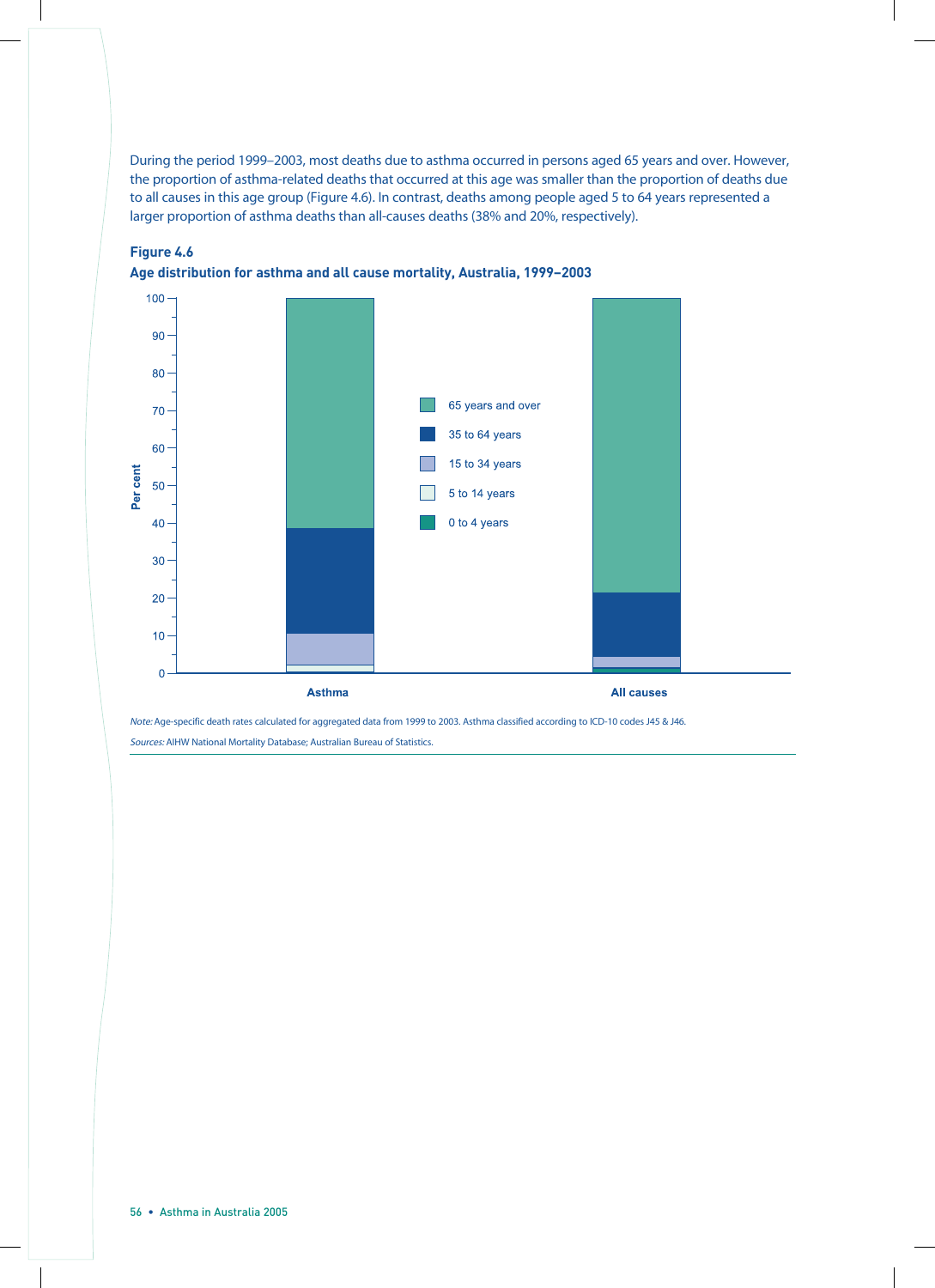During the period 1999–2003, most deaths due to asthma occurred in persons aged 65 years and over. However, the proportion of asthma-related deaths that occurred at this age was smaller than the proportion of deaths due to all causes in this age group (Figure 4.6). In contrast, deaths among people aged 5 to 64 years represented a larger proportion of asthma deaths than all-causes deaths (38% and 20%, respectively).

**Figure 4.6**

**Age distribution for asthma and all cause mortality, Australia, 1999–2003**

*Note:* Age-specific death rates calculated for aggregated data from 1999 to 2003. Asthma classified according to ICD-10 codes J45 & J46.

*Sources:* AIHW National Mortality Database; Australian Bureau of Statistics.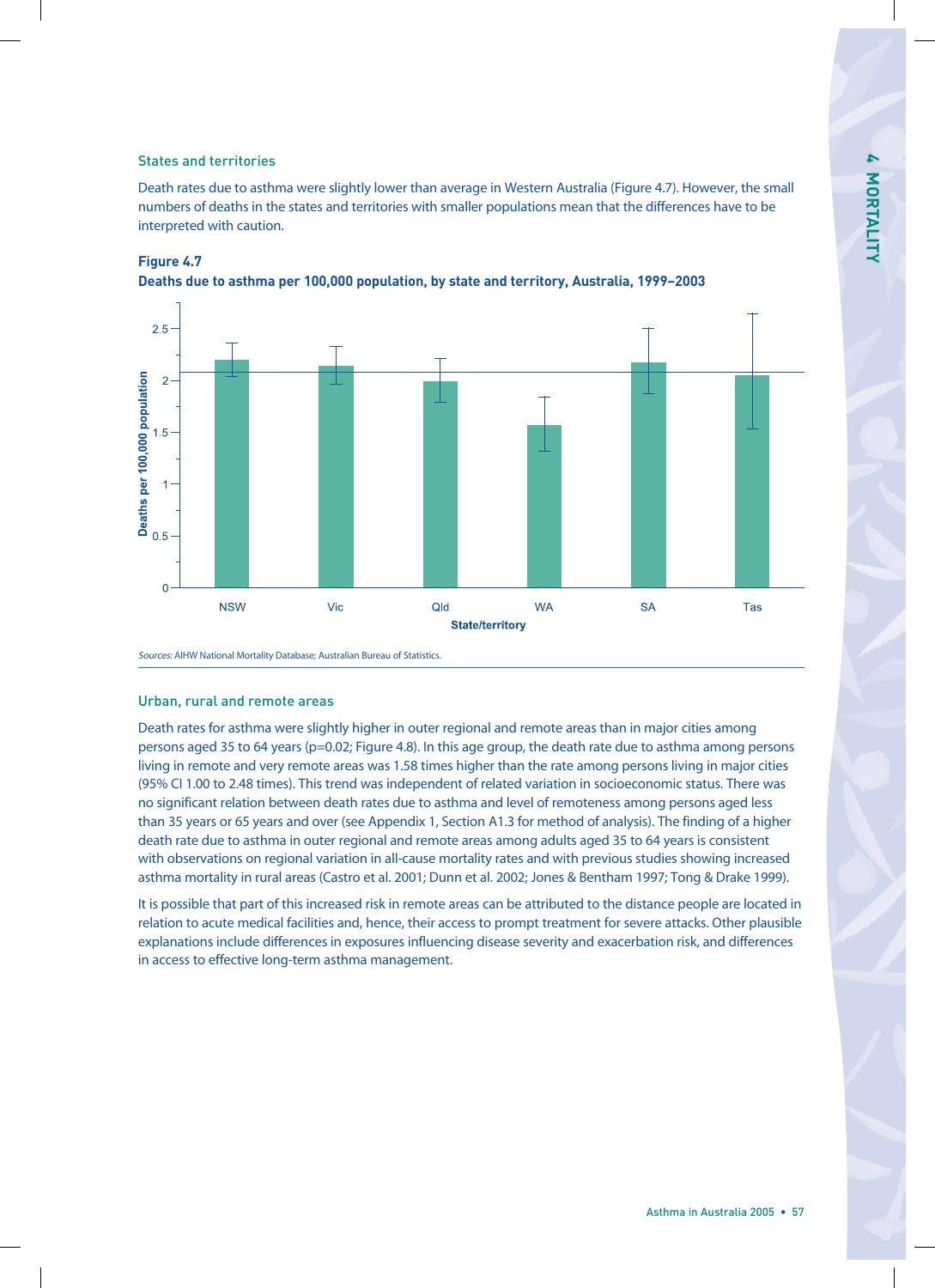### States and territories

Death rates due to asthma were slightly lower than average in Western Australia (Figure 4.7). However, the small numbers of deaths in the states and territories with smaller populations mean that the differences have to be interpreted with caution.

**Figure 4.7**
**Deaths due to asthma per 100,000 population, by state and territory, Australia, 1999–2003**

*Sources:* AIHW National Mortality Database; Australian Bureau of Statistics.

### Urban, rural and remote areas

Death rates for asthma were slightly higher in outer regional and remote areas than in major cities among persons aged 35 to 64 years ($p=0.02$; Figure 4.8). In this age group, the death rate due to asthma among persons living in remote and very remote areas was 1.58 times higher than the rate among persons living in major cities (95% CI 1.00 to 2.48 times). This trend was independent of related variation in socioeconomic status. There was no significant relation between death rates due to asthma and level of remoteness among persons aged less than 35 years or 65 years and over (see Appendix 1, Section A1.3 for method of analysis). The finding of a higher death rate due to asthma in outer regional and remote areas among adults aged 35 to 64 years is consistent with observations on regional variation in all-cause mortality rates and with previous studies showing increased asthma mortality in rural areas (Castro et al. 2001; Dunn et al. 2002; Jones & Bentham 1997; Tong & Drake 1999).

It is possible that part of this increased risk in remote areas can be attributed to the distance people are located in relation to acute medical facilities and, hence, their access to prompt treatment for severe attacks. Other plausible explanations include differences in exposures influencing disease severity and exacerbation risk, and differences in access to effective long-term asthma management.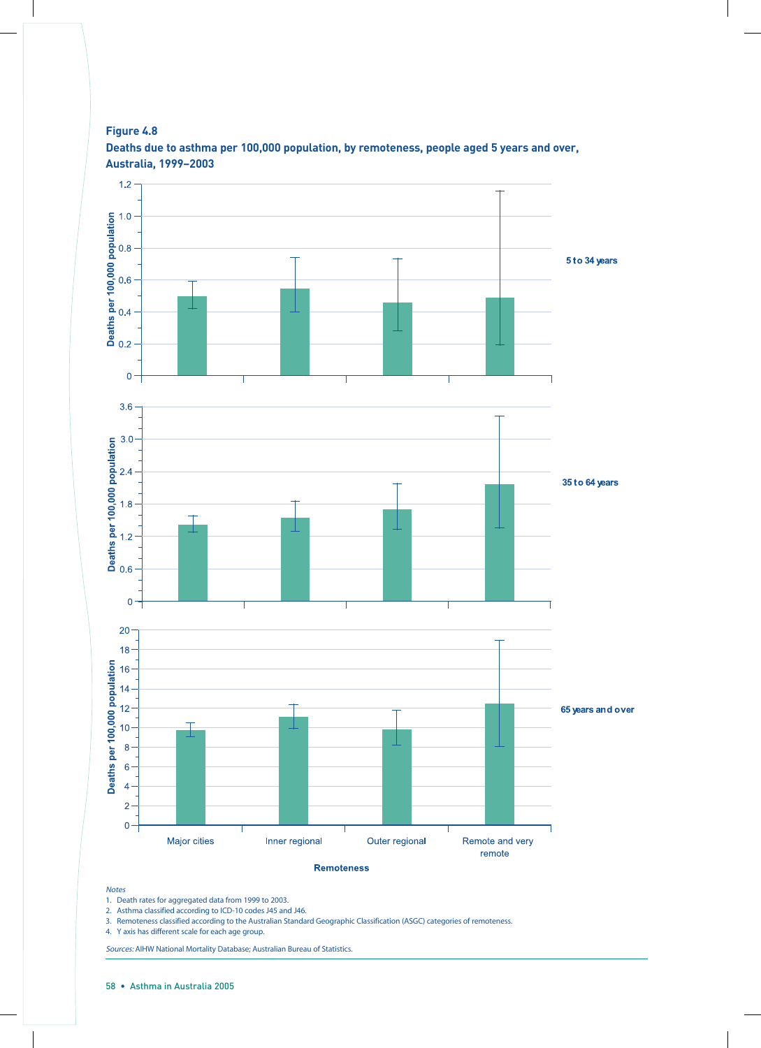**Figure 4.8**

**Deaths due to asthma per 100,000 population, by remoteness, people aged 5 years and over, Australia, 1999–2003**

*Notes*

1. Death rates for aggregated data from 1999 to 2003.
2. Asthma classified according to ICD-10 codes J45 and J46.
3. Remoteness classified according to the Australian Standard Geographic Classification (ASGC) categories of remoteness.
4. Y axis has different scale for each age group.

*Sources:* AIHW National Mortality Database; Australian Bureau of Statistics.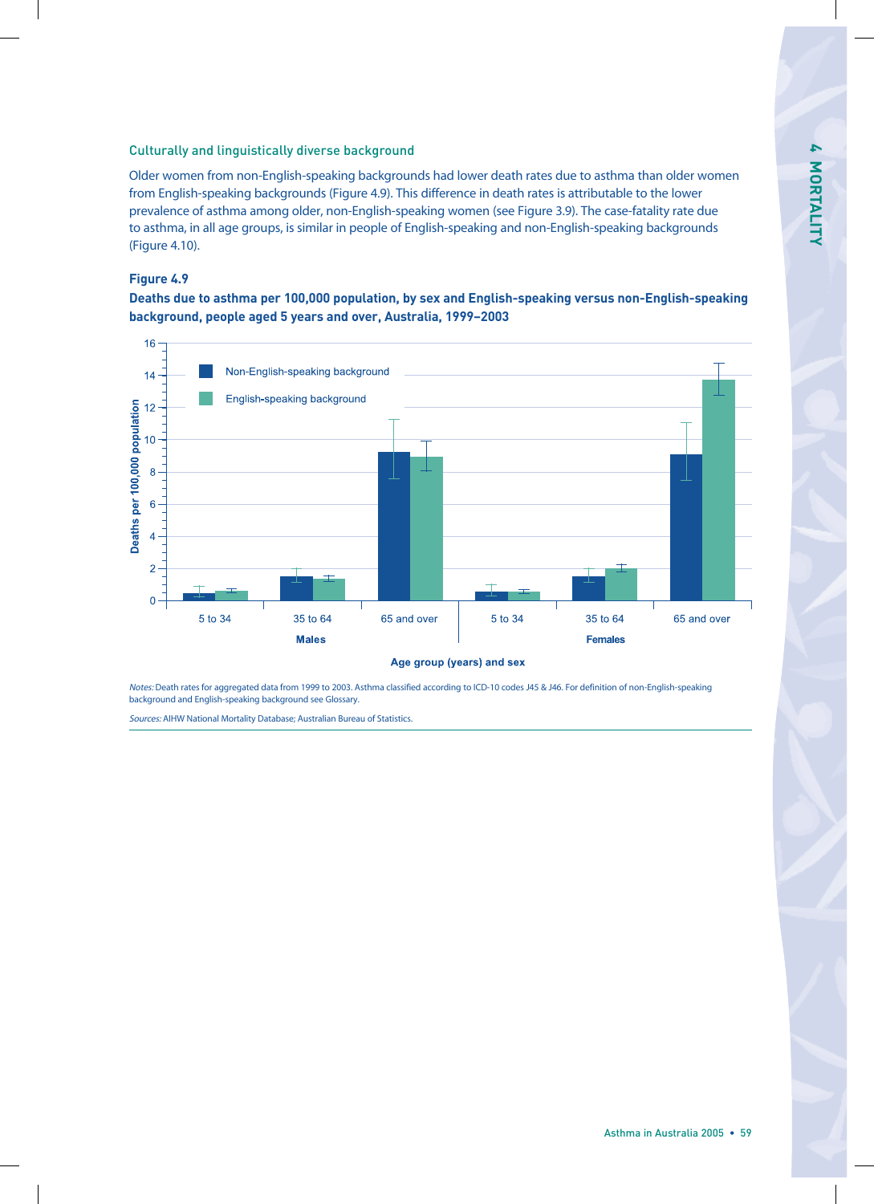### Culturally and linguistically diverse background

Older women from non-English-speaking backgrounds had lower death rates due to asthma than older women from English-speaking backgrounds (Figure 4.9). This difference in death rates is attributable to the lower prevalence of asthma among older, non-English-speaking women (see Figure 3.9). The case-fatality rate due to asthma, in all age groups, is similar in people of English-speaking and non-English-speaking backgrounds (Figure 4.10).

**Figure 4.9**

**Deaths due to asthma per 100,000 population, by sex and English-speaking versus non-English-speaking background, people aged 5 years and over, Australia, 1999–2003**

*Notes:* Death rates for aggregated data from 1999 to 2003. Asthma classified according to ICD-10 codes J45 & J46. For definition of non-English-speaking background and English-speaking background see Glossary.

*Sources:* AIHW National Mortality Database; Australian Bureau of Statistics.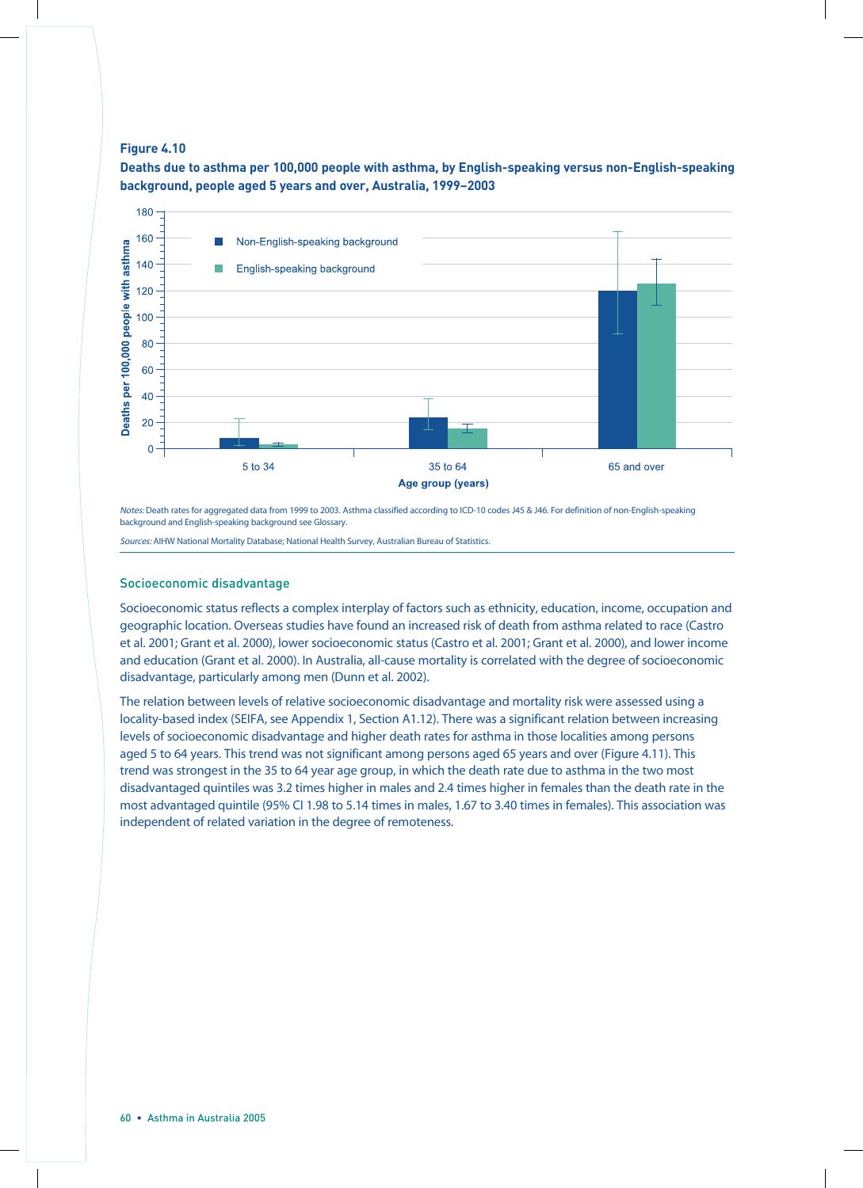**Figure 4.10**

**Deaths due to asthma per 100,000 people with asthma, by English-speaking versus non-English-speaking background, people aged 5 years and over, Australia, 1999–2003**

*Notes:* Death rates for aggregated data from 1999 to 2003. Asthma classified according to ICD-10 codes J45 & J46. For definition of non-English-speaking background and English-speaking background see Glossary.

*Sources:* AIHW National Mortality Database; National Health Survey, Australian Bureau of Statistics.

### Socioeconomic disadvantage

Socioeconomic status reflects a complex interplay of factors such as ethnicity, education, income, occupation and geographic location. Overseas studies have found an increased risk of death from asthma related to race (Castro et al. 2001; Grant et al. 2000), lower socioeconomic status (Castro et al. 2001; Grant et al. 2000), and lower income and education (Grant et al. 2000). In Australia, all-cause mortality is correlated with the degree of socioeconomic disadvantage, particularly among men (Dunn et al. 2002).

The relation between levels of relative socioeconomic disadvantage and mortality risk were assessed using a locality-based index (SEIFA, see Appendix 1, Section A1.12). There was a significant relation between increasing levels of socioeconomic disadvantage and higher death rates for asthma in those localities among persons aged 5 to 64 years. This trend was not significant among persons aged 65 years and over (Figure 4.11). This trend was strongest in the 35 to 64 year age group, in which the death rate due to asthma in the two most disadvantaged quintiles was 3.2 times higher in males and 2.4 times higher in females than the death rate in the most advantaged quintile (95% CI 1.98 to 5.14 times in males, 1.67 to 3.40 times in females). This association was independent of related variation in the degree of remoteness.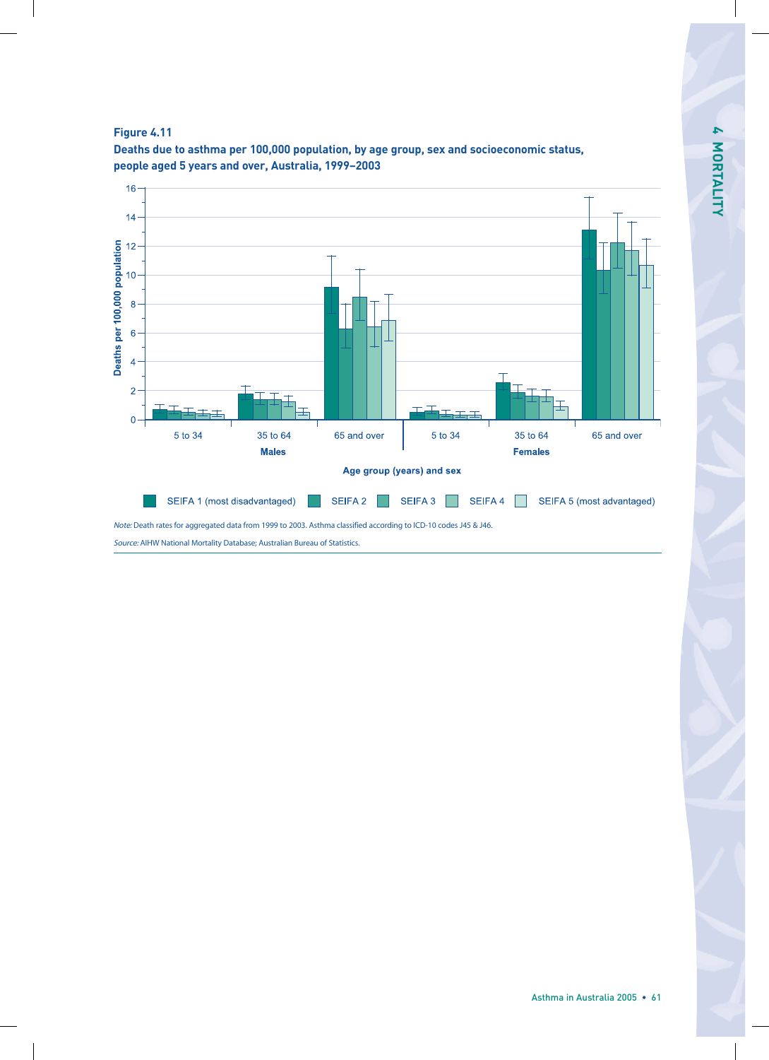**Figure 4.11**

**Deaths due to asthma per 100,000 population, by age group, sex and socioeconomic status, people aged 5 years and over, Australia, 1999–2003**

*Note:* Death rates for aggregated data from 1999 to 2003. Asthma classified according to ICD-10 codes J45 & J46.

*Source:* AIHW National Mortality Database; Australian Bureau of Statistics.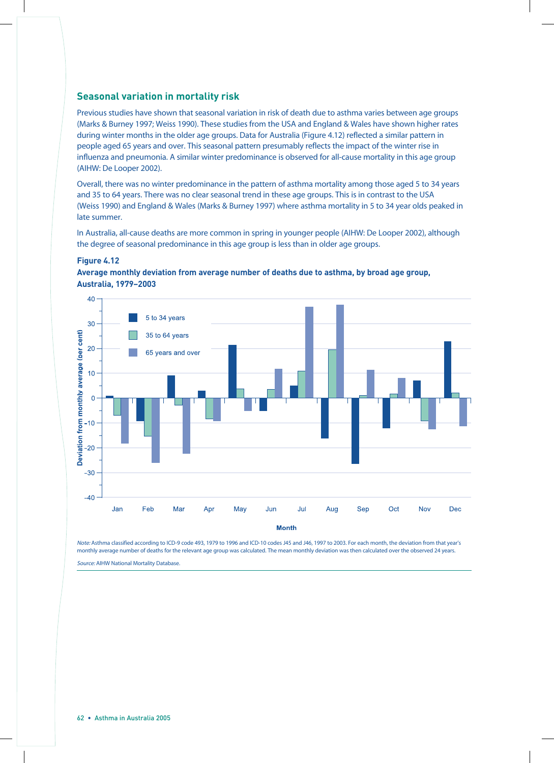## Seasonal variation in mortality risk

Previous studies have shown that seasonal variation in risk of death due to asthma varies between age groups (Marks & Burney 1997; Weiss 1990). These studies from the USA and England & Wales have shown higher rates during winter months in the older age groups. Data for Australia (Figure 4.12) reflected a similar pattern in people aged 65 years and over. This seasonal pattern presumably reflects the impact of the winter rise in influenza and pneumonia. A similar winter predominance is observed for all-cause mortality in this age group (AIHW: De Looper 2002).

Overall, there was no winter predominance in the pattern of asthma mortality among those aged 5 to 34 years and 35 to 64 years. There was no clear seasonal trend in these age groups. This is in contrast to the USA (Weiss 1990) and England & Wales (Marks & Burney 1997) where asthma mortality in 5 to 34 year olds peaked in late summer.

In Australia, all-cause deaths are more common in spring in younger people (AIHW: De Looper 2002), although the degree of seasonal predominance in this age group is less than in older age groups.

**Figure 4.12**

**Average monthly deviation from average number of deaths due to asthma, by broad age group, Australia, 1979–2003**

*Note:* Asthma classified according to ICD-9 code 493, 1979 to 1996 and ICD-10 codes J45 and J46, 1997 to 2003. For each month, the deviation from that year's monthly average number of deaths for the relevant age group was calculated. The mean monthly deviation was then calculated over the observed 24 years.

*Source:* AIHW National Mortality Database.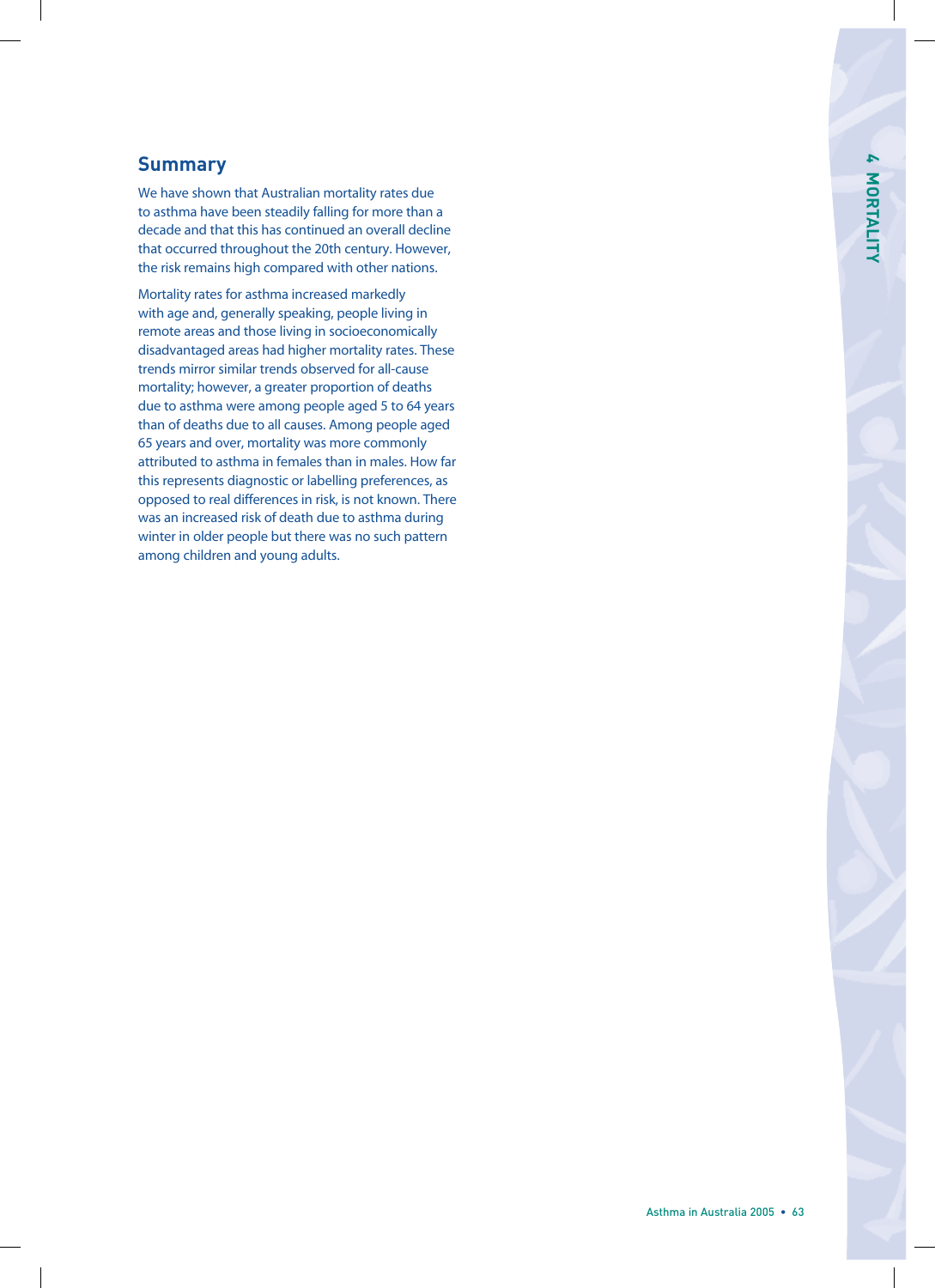## Summary

We have shown that Australian mortality rates due to asthma have been steadily falling for more than a decade and that this has continued an overall decline that occurred throughout the 20th century. However, the risk remains high compared with other nations.

Mortality rates for asthma increased markedly with age and, generally speaking, people living in remote areas and those living in socioeconomically disadvantaged areas had higher mortality rates. These trends mirror similar trends observed for all-cause mortality; however, a greater proportion of deaths due to asthma were among people aged 5 to 64 years than of deaths due to all causes. Among people aged 65 years and over, mortality was more commonly attributed to asthma in females than in males. How far this represents diagnostic or labelling preferences, as opposed to real differences in risk, is not known. There was an increased risk of death due to asthma during winter in older people but there was no such pattern among children and young adults.